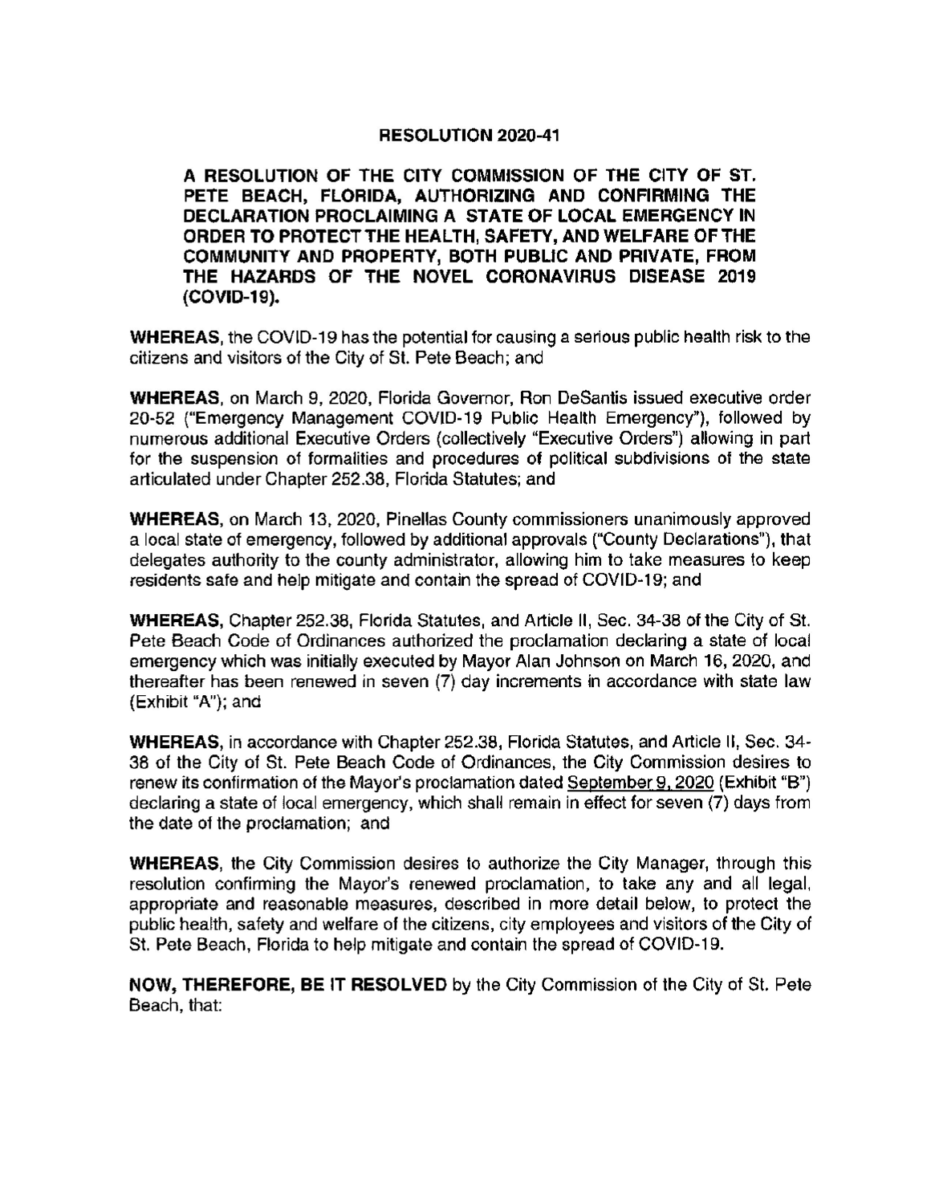# RESOLUTION 2020-41

**A RESOLUTION OF THE CITY COMMISSION OF THE CITY OF ST. PETE BEACH, FLORIDA, AUTHORIZING AND CONFIRMING THE DECLARATION PROCLAIMING A STATE OF LOCAL EMERGENCY IN ORDER TO PROTECT THE HEALTH, SAFETY, AND WELFARE OF THE COMMUNITY AND PROPERTY, BOTH PUBLIC AND PRIVATE, FROM THE HAZARDS OF THE NOVEL CORONAVIRUS DISEASE 2019 (COVID-19).**

**WHEREAS**, the COVID-19 has the potential for causing a serious public health risk to the citizens and visitors of the City of St. Pete Beach; and

**WHEREAS**, on March 9, 2020, Florida Governor, Ron DeSantis issued executive order 20-52 ("Emergency Management COVID-19 Public Health Emergency"), followed by numerous additional Executive Orders (collectively "Executive Orders") allowing in part for the suspension of formalities and procedures of political subdivisions of the state articulated under Chapter 252.38, Florida Statutes; and

**WHEREAS**, on March 13, 2020, Pinellas County commissioners unanimously approved a local state of emergency, followed by additional approvals ("County Declarations"), that delegates authority to the county administrator, allowing him to take measures to keep residents safe and help mitigate and contain the spread of COVID-19; and

**WHEREAS**, Chapter 252.38, Florida Statutes, and Article II, Sec. 34-38 of the City of St. Pete Beach Code of Ordinances authorized the proclamation declaring a state of local emergency which was initially executed by Mayor Alan Johnson on March 16, 2020, and thereafter has been renewed in seven (7) day increments in accordance with state law (Exhibit "A"); and

**WHEREAS**, in accordance with Chapter 252.38, Florida Statutes, and Article II, Sec. 34-38 of the City of St. Pete Beach Code of Ordinances, the City Commission desires to renew its confirmation of the Mayor's proclamation dated September 9, 2020 (Exhibit "B") declaring a state of local emergency, which shall remain in effect for seven (7) days from the date of the proclamation; and

**WHEREAS**, the City Commission desires to authorize the City Manager, through this resolution confirming the Mayor's renewed proclamation, to take any and all legal, appropriate and reasonable measures, described in more detail below, to protect the public health, safety and welfare of the citizens, city employees and visitors of the City of St. Pete Beach, Florida to help mitigate and contain the spread of COVID-19.

**NOW, THEREFORE, BE IT RESOLVED** by the City Commission of the City of St. Pete Beach, that: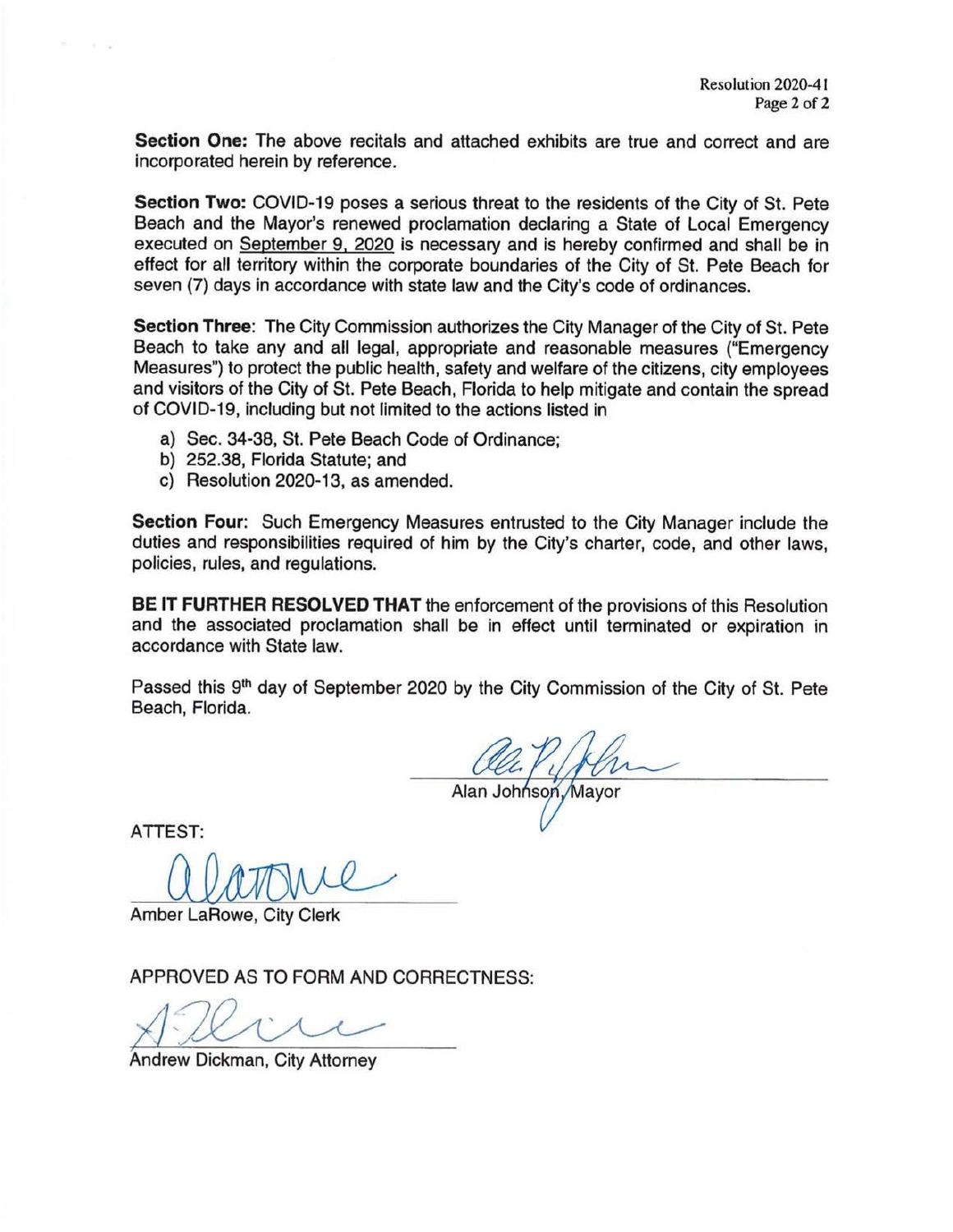**Section One:** The above recitals and attached exhibits are true and correct and are incorporated herein by reference.

**Section Two:** COVID-19 poses a serious threat to the residents of the City of St. Pete Beach and the Mayor's renewed proclamation declaring a State of Local Emergency executed on September 9, 2020 is necessary and is hereby confirmed and shall be in effect for all territory within the corporate boundaries of the City of St. Pete Beach for seven (7) days in accordance with state law and the City's code of ordinances.

**Section Three**: The City Commission authorizes the City Manager of the City of St. Pete Beach to take any and all legal, appropriate and reasonable measures ("Emergency Measures") to protect the public health, safety and welfare of the citizens, city employees and visitors of the City of St. Pete Beach, Florida to help mitigate and contain the spread of COVID-19, including but not limited to the actions listed in

a) Sec. 34-38, St. Pete Beach Code of Ordinance;
b) 252.38, Florida Statute; and
c) Resolution 2020-13, as amended.

**Section Four**: Such Emergency Measures entrusted to the City Manager include the duties and responsibilities required of him by the City's charter, code, and other laws, policies, rules, and regulations.

**BE IT FURTHER RESOLVED THAT** the enforcement of the provisions of this Resolution and the associated proclamation shall be in effect until terminated or expiration in accordance with State law.

Passed this 9th day of September 2020 by the City Commission of the City of St. Pete Beach, Florida.

Alan Johnson, Mayor

ATTEST:

Amber LaRowe, City Clerk

APPROVED AS TO FORM AND CORRECTNESS:

Andrew Dickman, City Attorney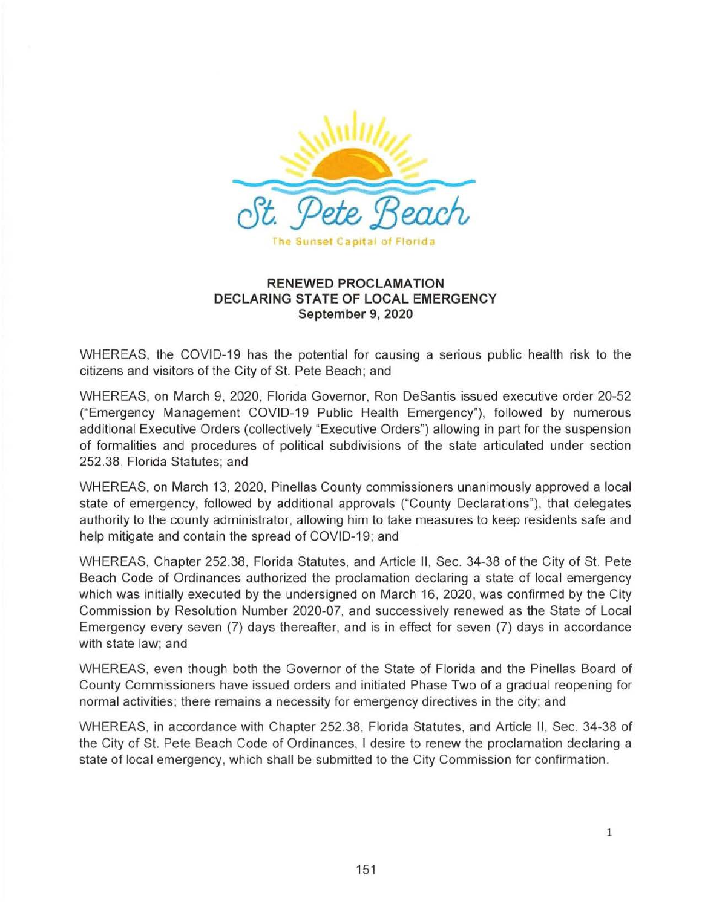St. Pete Beach

The Sunset Capital of Florida

**RENEWED PROCLAMATION**
**DECLARING STATE OF LOCAL EMERGENCY**
**September 9, 2020**

WHEREAS, the COVID-19 has the potential for causing a serious public health risk to the citizens and visitors of the City of St. Pete Beach; and

WHEREAS, on March 9, 2020, Florida Governor, Ron DeSantis issued executive order 20-52 ("Emergency Management COVID-19 Public Health Emergency"), followed by numerous additional Executive Orders (collectively "Executive Orders") allowing in part for the suspension of formalities and procedures of political subdivisions of the state articulated under section 252.38, Florida Statutes; and

WHEREAS, on March 13, 2020, Pinellas County commissioners unanimously approved a local state of emergency, followed by additional approvals ("County Declarations"), that delegates authority to the county administrator, allowing him to take measures to keep residents safe and help mitigate and contain the spread of COVID-19; and

WHEREAS, Chapter 252.38, Florida Statutes, and Article II, Sec. 34-38 of the City of St. Pete Beach Code of Ordinances authorized the proclamation declaring a state of local emergency which was initially executed by the undersigned on March 16, 2020, was confirmed by the City Commission by Resolution Number 2020-07, and successively renewed as the State of Local Emergency every seven (7) days thereafter, and is in effect for seven (7) days in accordance with state law; and

WHEREAS, even though both the Governor of the State of Florida and the Pinellas Board of County Commissioners have issued orders and initiated Phase Two of a gradual reopening for normal activities; there remains a necessity for emergency directives in the city; and

WHEREAS, in accordance with Chapter 252.38, Florida Statutes, and Article II, Sec. 34-38 of the City of St. Pete Beach Code of Ordinances, I desire to renew the proclamation declaring a state of local emergency, which shall be submitted to the City Commission for confirmation.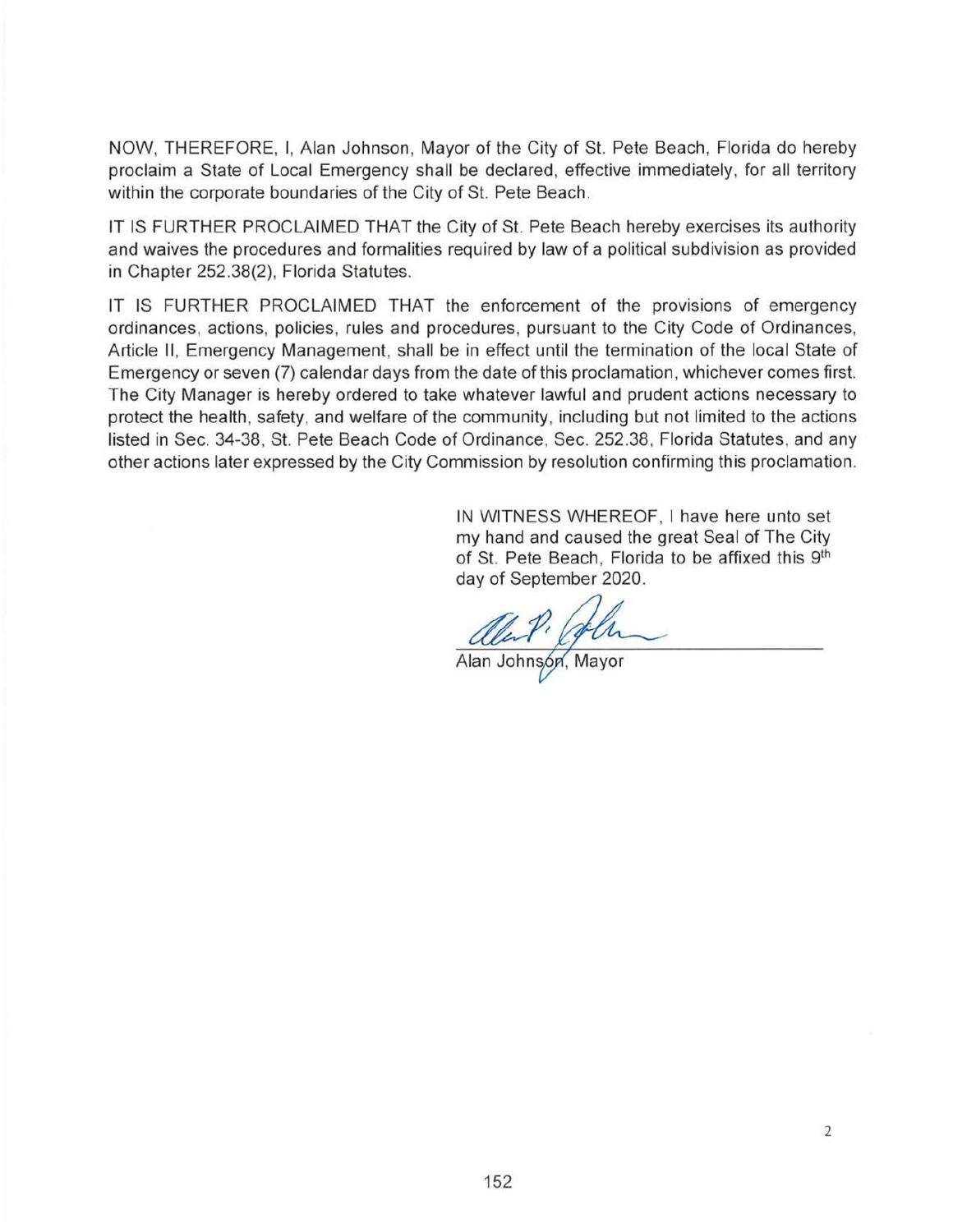NOW, THEREFORE, I, Alan Johnson, Mayor of the City of St. Pete Beach, Florida do hereby proclaim a State of Local Emergency shall be declared, effective immediately, for all territory within the corporate boundaries of the City of St. Pete Beach.

IT IS FURTHER PROCLAIMED THAT the City of St. Pete Beach hereby exercises its authority and waives the procedures and formalities required by law of a political subdivision as provided in Chapter 252.38(2), Florida Statutes.

IT IS FURTHER PROCLAIMED THAT the enforcement of the provisions of emergency ordinances, actions, policies, rules and procedures, pursuant to the City Code of Ordinances, Article II, Emergency Management, shall be in effect until the termination of the local State of Emergency or seven (7) calendar days from the date of this proclamation, whichever comes first. The City Manager is hereby ordered to take whatever lawful and prudent actions necessary to protect the health, safety, and welfare of the community, including but not limited to the actions listed in Sec. 34-38, St. Pete Beach Code of Ordinance, Sec. 252.38, Florida Statutes, and any other actions later expressed by the City Commission by resolution confirming this proclamation.

IN WITNESS WHEREOF, I have here unto set my hand and caused the great Seal of The City of St. Pete Beach, Florida to be affixed this 9th day of September 2020.

Alan Johnson, Mayor